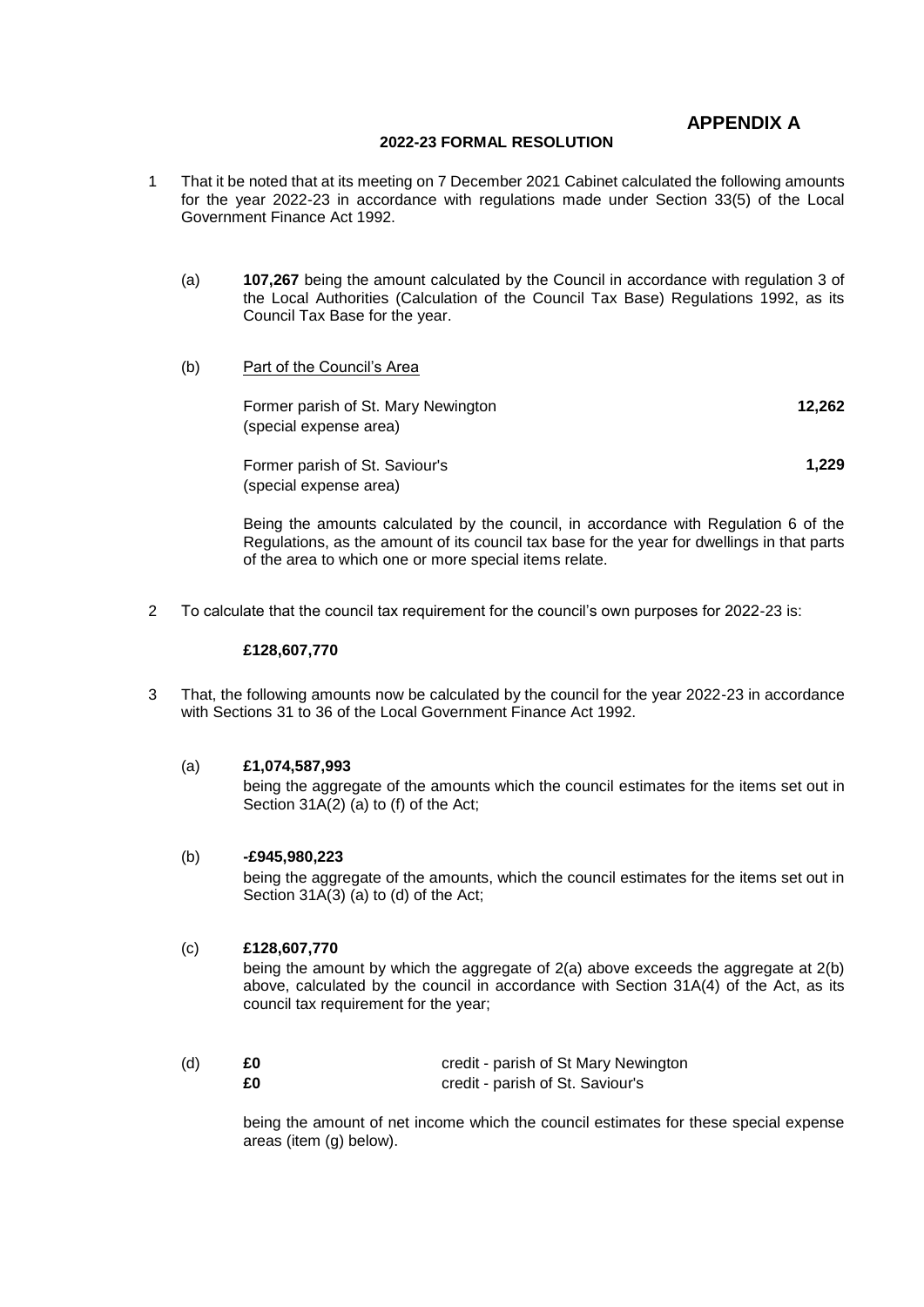**APPENDIX A**

**2022-23 FORMAL RESOLUTION**

1. That it be noted that at its meeting on 7 December 2021 Cabinet calculated the following amounts for the year 2022-23 in accordance with regulations made under Section 33(5) of the Local Government Finance Act 1992.

   (a) **107,267** being the amount calculated by the Council in accordance with regulation 3 of the Local Authorities (Calculation of the Council Tax Base) Regulations 1992, as its Council Tax Base for the year.

   (b) Part of the Council's Area

   | | |
   |---|---|
   | Former parish of St. Mary Newington (special expense area) | **12,262** |
   | Former parish of St. Saviour's (special expense area) | **1,229** |

   Being the amounts calculated by the council, in accordance with Regulation 6 of the Regulations, as the amount of its council tax base for the year for dwellings in that parts of the area to which one or more special items relate.

2. To calculate that the council tax requirement for the council's own purposes for 2022-23 is:

   **£128,607,770**

3. That, the following amounts now be calculated by the council for the year 2022-23 in accordance with Sections 31 to 36 of the Local Government Finance Act 1992.

   (a) **£1,074,587,993**
   being the aggregate of the amounts which the council estimates for the items set out in Section 31A(2) (a) to (f) of the Act;

   (b) **-£945,980,223**
   being the aggregate of the amounts, which the council estimates for the items set out in Section 31A(3) (a) to (d) of the Act;

   (c) **£128,607,770**
   being the amount by which the aggregate of 2(a) above exceeds the aggregate at 2(b) above, calculated by the council in accordance with Section 31A(4) of the Act, as its council tax requirement for the year;

   (d) **£0** credit - parish of St Mary Newington
   **£0** credit - parish of St. Saviour's

   being the amount of net income which the council estimates for these special expense areas (item (g) below).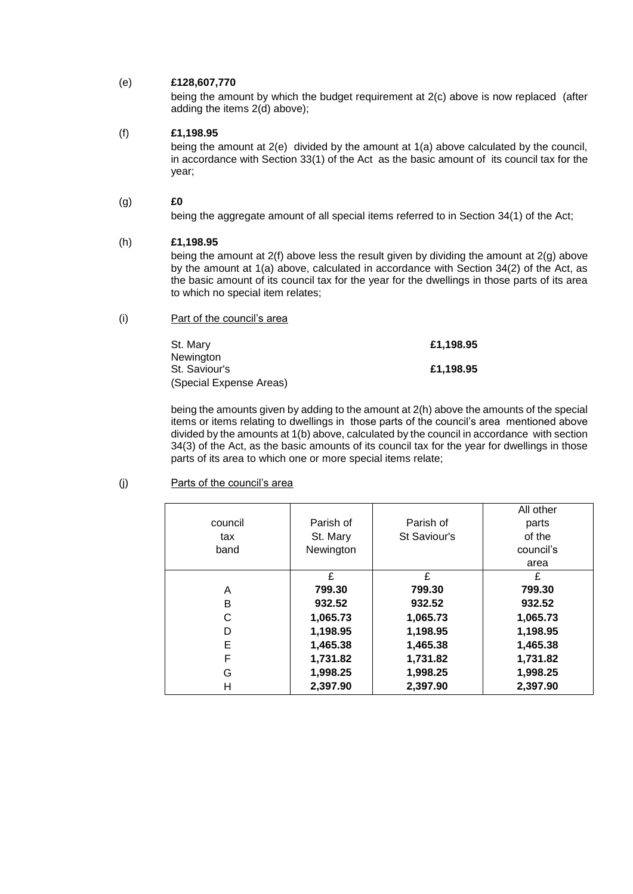(e) **£128,607,770**

being the amount by which the budget requirement at 2(c) above is now replaced (after adding the items 2(d) above);

(f) **£1,198.95**

being the amount at 2(e) divided by the amount at 1(a) above calculated by the council, in accordance with Section 33(1) of the Act as the basic amount of its council tax for the year;

(g) **£0**

being the aggregate amount of all special items referred to in Section 34(1) of the Act;

(h) **£1,198.95**

being the amount at 2(f) above less the result given by dividing the amount at 2(g) above by the amount at 1(a) above, calculated in accordance with Section 34(2) of the Act, as the basic amount of its council tax for the year for the dwellings in those parts of its area to which no special item relates;

(i) Part of the council's area

| | |
|---|---|
| St. Mary Newington | **£1,198.95** |
| St. Saviour's (Special Expense Areas) | **£1,198.95** |

being the amounts given by adding to the amount at 2(h) above the amounts of the special items or items relating to dwellings in those parts of the council's area mentioned above divided by the amounts at 1(b) above, calculated by the council in accordance with section 34(3) of the Act, as the basic amounts of its council tax for the year for dwellings in those parts of its area to which one or more special items relate;

(j) Parts of the council's area

| council tax band | Parish of St. Mary Newington | Parish of St Saviour's | All other parts of the council's area |
|---|---|---|---|
| | £ | £ | £ |
| A | **799.30** | **799.30** | **799.30** |
| B | **932.52** | **932.52** | **932.52** |
| C | **1,065.73** | **1,065.73** | **1,065.73** |
| D | **1,198.95** | **1,198.95** | **1,198.95** |
| E | **1,465.38** | **1,465.38** | **1,465.38** |
| F | **1,731.82** | **1,731.82** | **1,731.82** |
| G | **1,998.25** | **1,998.25** | **1,998.25** |
| H | **2,397.90** | **2,397.90** | **2,397.90** |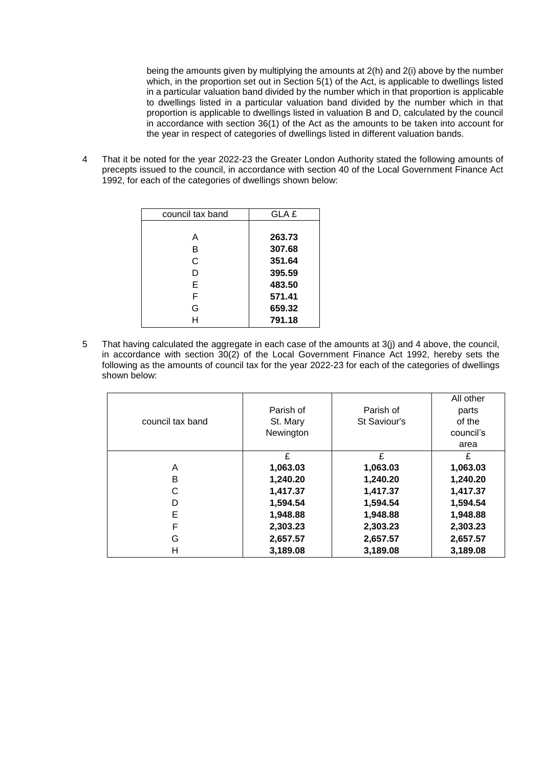being the amounts given by multiplying the amounts at 2(h) and 2(i) above by the number which, in the proportion set out in Section 5(1) of the Act, is applicable to dwellings listed in a particular valuation band divided by the number which in that proportion is applicable to dwellings listed in a particular valuation band divided by the number which in that proportion is applicable to dwellings listed in valuation B and D, calculated by the council in accordance with section 36(1) of the Act as the amounts to be taken into account for the year in respect of categories of dwellings listed in different valuation bands.

4 That it be noted for the year 2022-23 the Greater London Authority stated the following amounts of precepts issued to the council, in accordance with section 40 of the Local Government Finance Act 1992, for each of the categories of dwellings shown below:

| council tax band | GLA £ |
|---|---|
| A | **263.73** |
| B | **307.68** |
| C | **351.64** |
| D | **395.59** |
| E | **483.50** |
| F | **571.41** |
| G | **659.32** |
| H | **791.18** |

5 That having calculated the aggregate in each case of the amounts at 3(j) and 4 above, the council, in accordance with section 30(2) of the Local Government Finance Act 1992, hereby sets the following as the amounts of council tax for the year 2022-23 for each of the categories of dwellings shown below:

| council tax band | Parish of St. Mary Newington | Parish of St Saviour's | All other parts of the council's area |
|---|---|---|---|
| | £ | £ | £ |
| A | **1,063.03** | **1,063.03** | **1,063.03** |
| B | **1,240.20** | **1,240.20** | **1,240.20** |
| C | **1,417.37** | **1,417.37** | **1,417.37** |
| D | **1,594.54** | **1,594.54** | **1,594.54** |
| E | **1,948.88** | **1,948.88** | **1,948.88** |
| F | **2,303.23** | **2,303.23** | **2,303.23** |
| G | **2,657.57** | **2,657.57** | **2,657.57** |
| H | **3,189.08** | **3,189.08** | **3,189.08** |